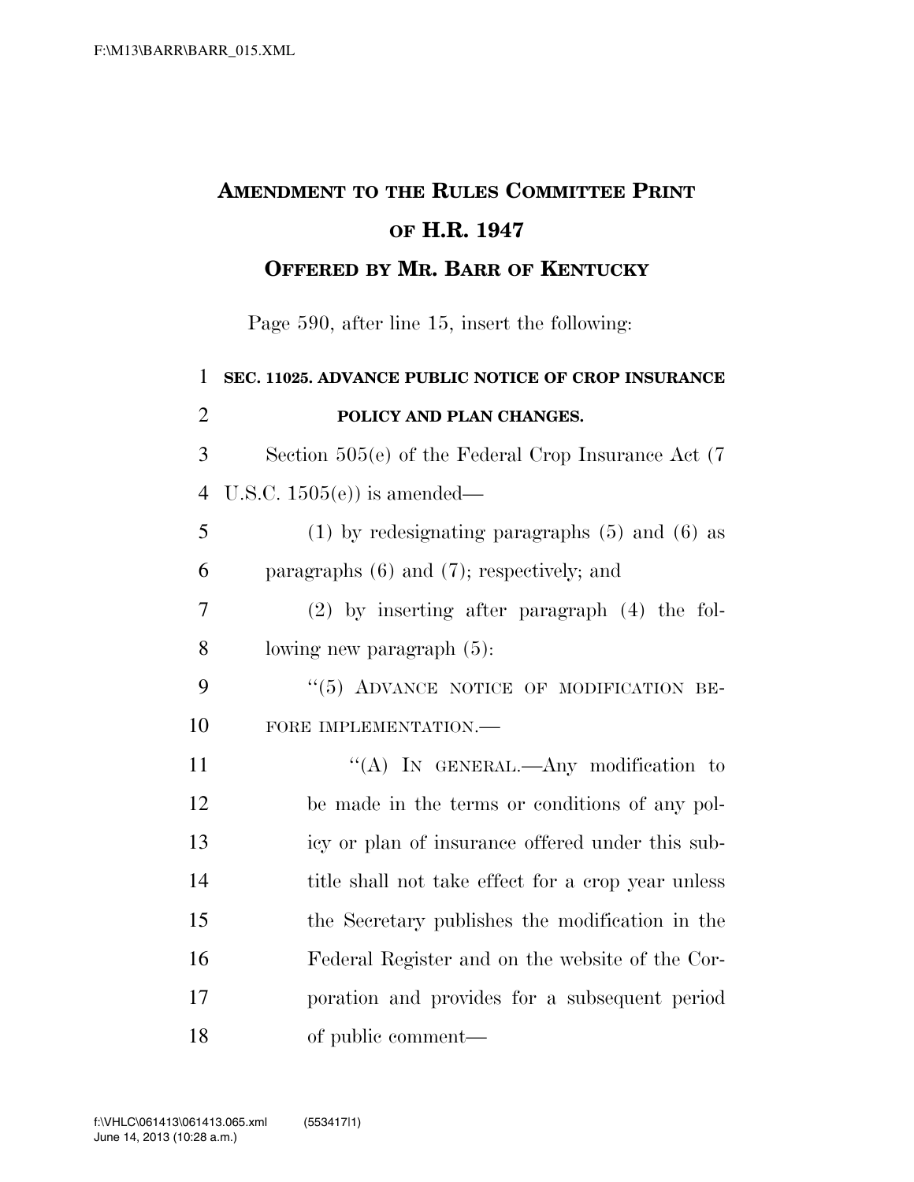# AMENDMENT TO THE RULES COMMITTEE PRINT OF H.R. 1947

## OFFERED BY MR. BARR OF KENTUCKY

Page 590, after line 15, insert the following:

**SEC. 11025. ADVANCE PUBLIC NOTICE OF CROP INSURANCE POLICY AND PLAN CHANGES.**

Section 505(e) of the Federal Crop Insurance Act (7 U.S.C. 1505(e)) is amended—

(1) by redesignating paragraphs (5) and (6) as paragraphs (6) and (7); respectively; and

(2) by inserting after paragraph (4) the following new paragraph (5):

"(5) ADVANCE NOTICE OF MODIFICATION BEFORE IMPLEMENTATION.—

"(A) IN GENERAL.—Any modification to be made in the terms or conditions of any policy or plan of insurance offered under this subtitle shall not take effect for a crop year unless the Secretary publishes the modification in the Federal Register and on the website of the Corporation and provides for a subsequent period of public comment—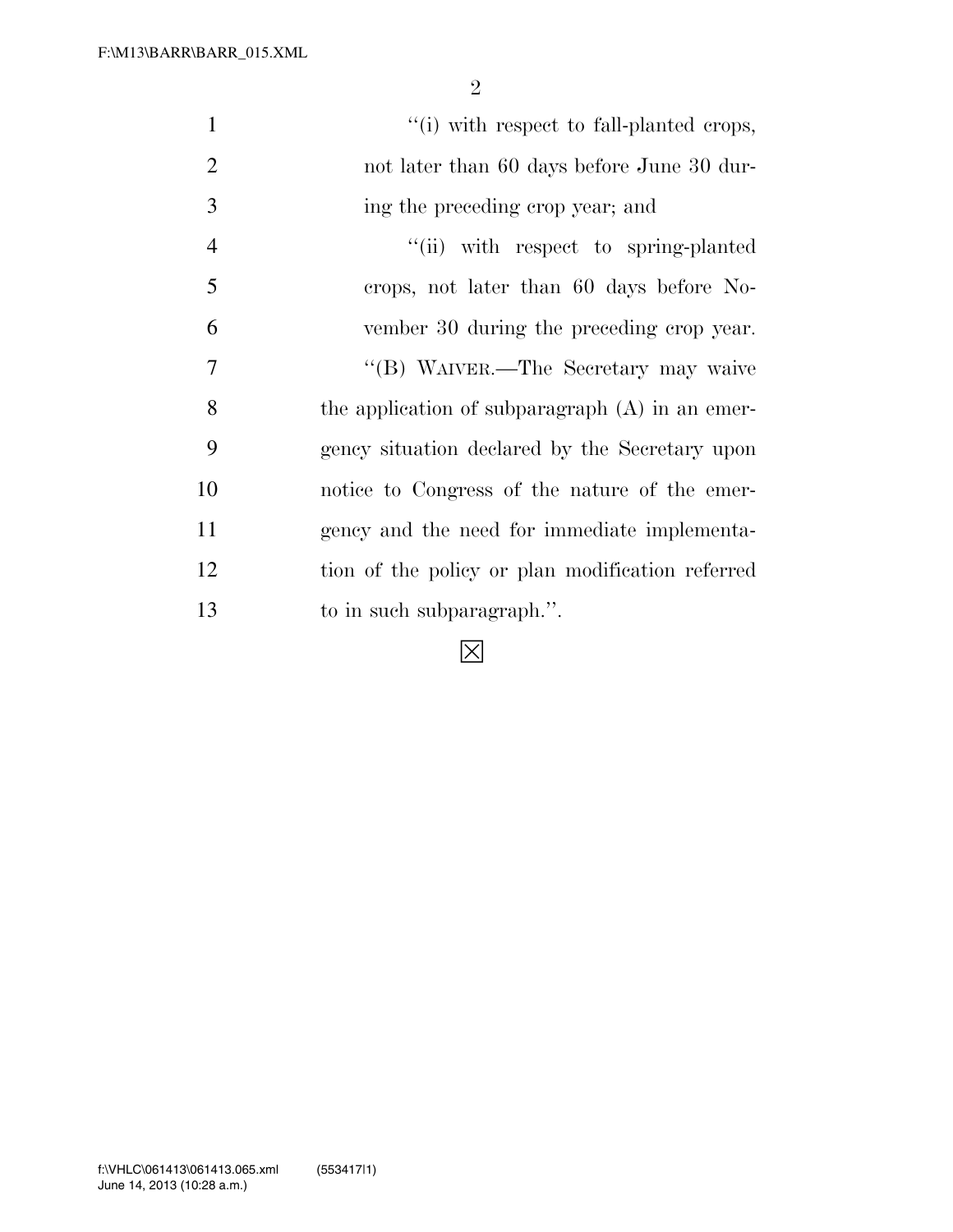"(i) with respect to fall-planted crops, not later than 60 days before June 30 during the preceding crop year; and

"(ii) with respect to spring-planted crops, not later than 60 days before November 30 during the preceding crop year.

"(B) WAIVER.—The Secretary may waive the application of subparagraph (A) in an emergency situation declared by the Secretary upon notice to Congress of the nature of the emergency and the need for immediate implementation of the policy or plan modification referred to in such subparagraph.".